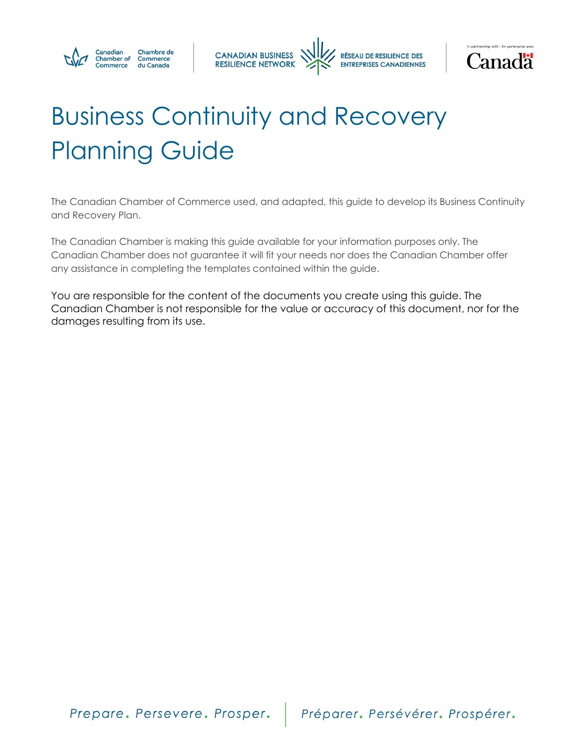# Business Continuity and Recovery Planning Guide

The Canadian Chamber of Commerce used, and adapted, this guide to develop its Business Continuity and Recovery Plan.

The Canadian Chamber is making this guide available for your information purposes only. The Canadian Chamber does not guarantee it will fit your needs nor does the Canadian Chamber offer any assistance in completing the templates contained within the guide.

You are responsible for the content of the documents you create using this guide. The Canadian Chamber is not responsible for the value or accuracy of this document, nor for the damages resulting from its use.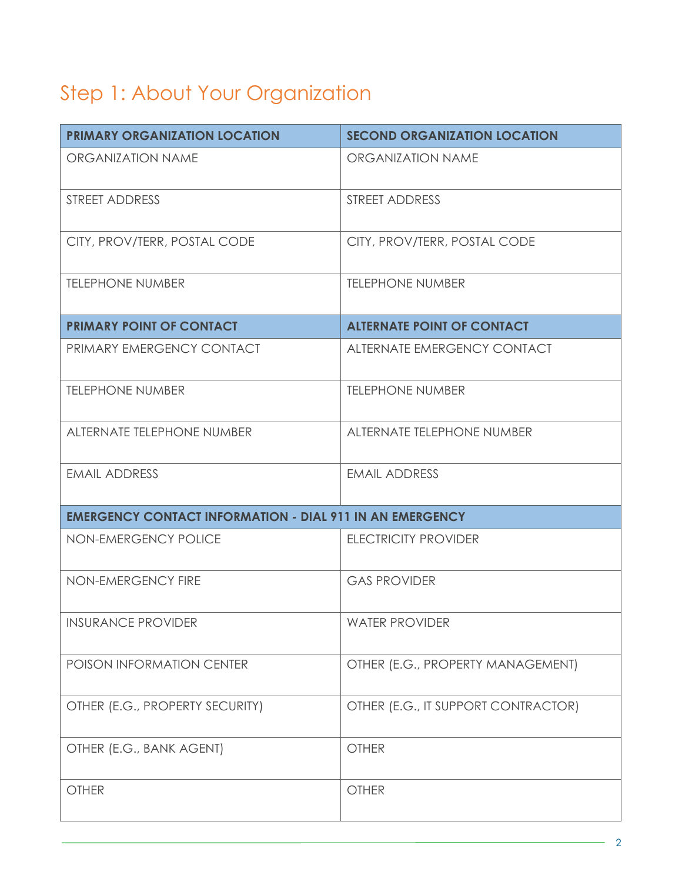## Step 1: About Your Organization

| PRIMARY ORGANIZATION LOCATION | SECOND ORGANIZATION LOCATION |
|---|---|
| ORGANIZATION NAME | ORGANIZATION NAME |
| STREET ADDRESS | STREET ADDRESS |
| CITY, PROV/TERR, POSTAL CODE | CITY, PROV/TERR, POSTAL CODE |
| TELEPHONE NUMBER | TELEPHONE NUMBER |
| **PRIMARY POINT OF CONTACT** | **ALTERNATE POINT OF CONTACT** |
| PRIMARY EMERGENCY CONTACT | ALTERNATE EMERGENCY CONTACT |
| TELEPHONE NUMBER | TELEPHONE NUMBER |
| ALTERNATE TELEPHONE NUMBER | ALTERNATE TELEPHONE NUMBER |
| EMAIL ADDRESS | EMAIL ADDRESS |
| **EMERGENCY CONTACT INFORMATION - DIAL 911 IN AN EMERGENCY** | |
| NON-EMERGENCY POLICE | ELECTRICITY PROVIDER |
| NON-EMERGENCY FIRE | GAS PROVIDER |
| INSURANCE PROVIDER | WATER PROVIDER |
| POISON INFORMATION CENTER | OTHER (E.G., PROPERTY MANAGEMENT) |
| OTHER (E.G., PROPERTY SECURITY) | OTHER (E.G., IT SUPPORT CONTRACTOR) |
| OTHER (E.G., BANK AGENT) | OTHER |
| OTHER | OTHER |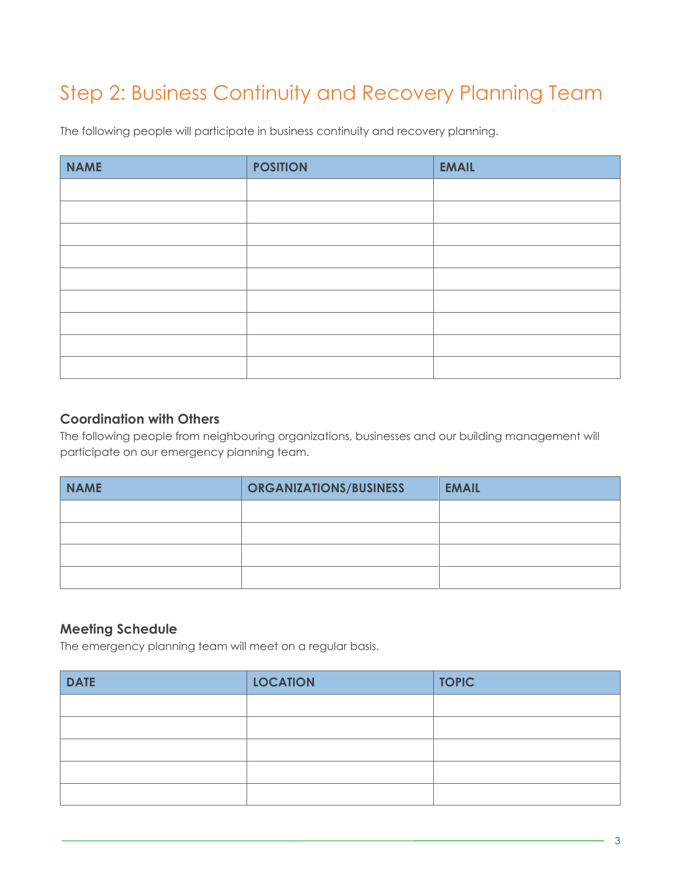# Step 2: Business Continuity and Recovery Planning Team

The following people will participate in business continuity and recovery planning.

| NAME | POSITION | EMAIL |
|---|---|---|
| | | |
| | | |
| | | |
| | | |
| | | |
| | | |
| | | |
| | | |
| | | |

### Coordination with Others

The following people from neighbouring organizations, businesses and our building management will participate on our emergency planning team.

| NAME | ORGANIZATIONS/BUSINESS | EMAIL |
|---|---|---|
| | | |
| | | |
| | | |
| | | |

### Meeting Schedule

The emergency planning team will meet on a regular basis.

| DATE | LOCATION | TOPIC |
|---|---|---|
| | | |
| | | |
| | | |
| | | |
| | | |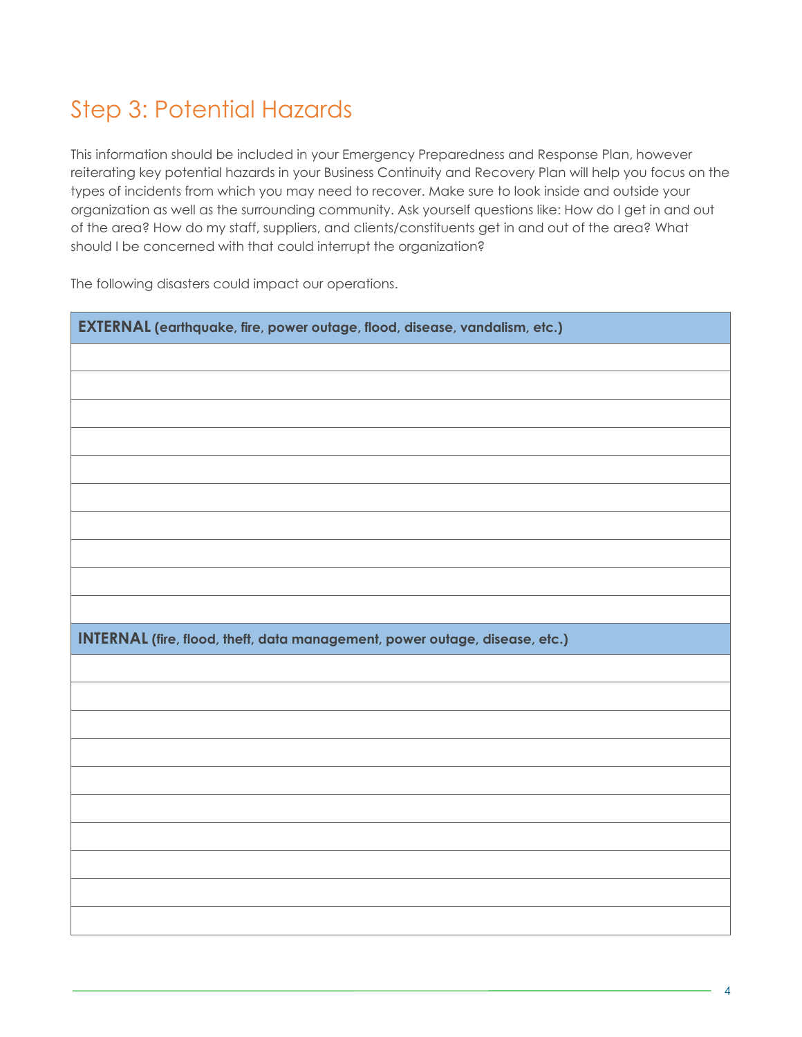# Step 3: Potential Hazards

This information should be included in your Emergency Preparedness and Response Plan, however reiterating key potential hazards in your Business Continuity and Recovery Plan will help you focus on the types of incidents from which you may need to recover. Make sure to look inside and outside your organization as well as the surrounding community. Ask yourself questions like: How do I get in and out of the area? How do my staff, suppliers, and clients/constituents get in and out of the area? What should I be concerned with that could interrupt the organization?

The following disasters could impact our operations.

| **EXTERNAL (earthquake, fire, power outage, flood, disease, vandalism, etc.)** |
| --- |
| |
| |
| |
| |
| |
| |
| |
| |
| |
| |
| **INTERNAL (fire, flood, theft, data management, power outage, disease, etc.)** |
| |
| |
| |
| |
| |
| |
| |
| |
| |
| |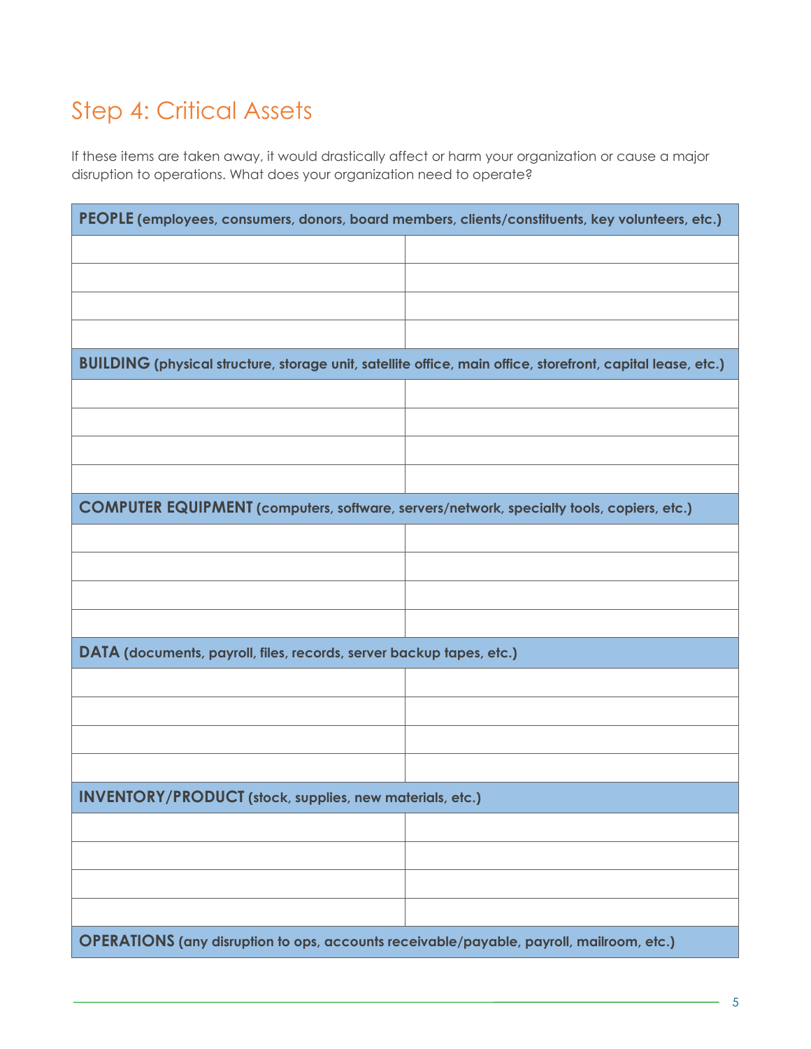## Step 4: Critical Assets

If these items are taken away, it would drastically affect or harm your organization or cause a major disruption to operations. What does your organization need to operate?

| **PEOPLE** (employees, consumers, donors, board members, clients/constituents, key volunteers, etc.) | |
|---|---|
| | |
| | |
| | |
| | |
| **BUILDING** (physical structure, storage unit, satellite office, main office, storefront, capital lease, etc.) | |
| | |
| | |
| | |
| | |
| **COMPUTER EQUIPMENT** (computers, software, servers/network, specialty tools, copiers, etc.) | |
| | |
| | |
| | |
| | |
| **DATA** (documents, payroll, files, records, server backup tapes, etc.) | |
| | |
| | |
| | |
| | |
| **INVENTORY/PRODUCT** (stock, supplies, new materials, etc.) | |
| | |
| | |
| | |
| | |
| **OPERATIONS** (any disruption to ops, accounts receivable/payable, payroll, mailroom, etc.) | |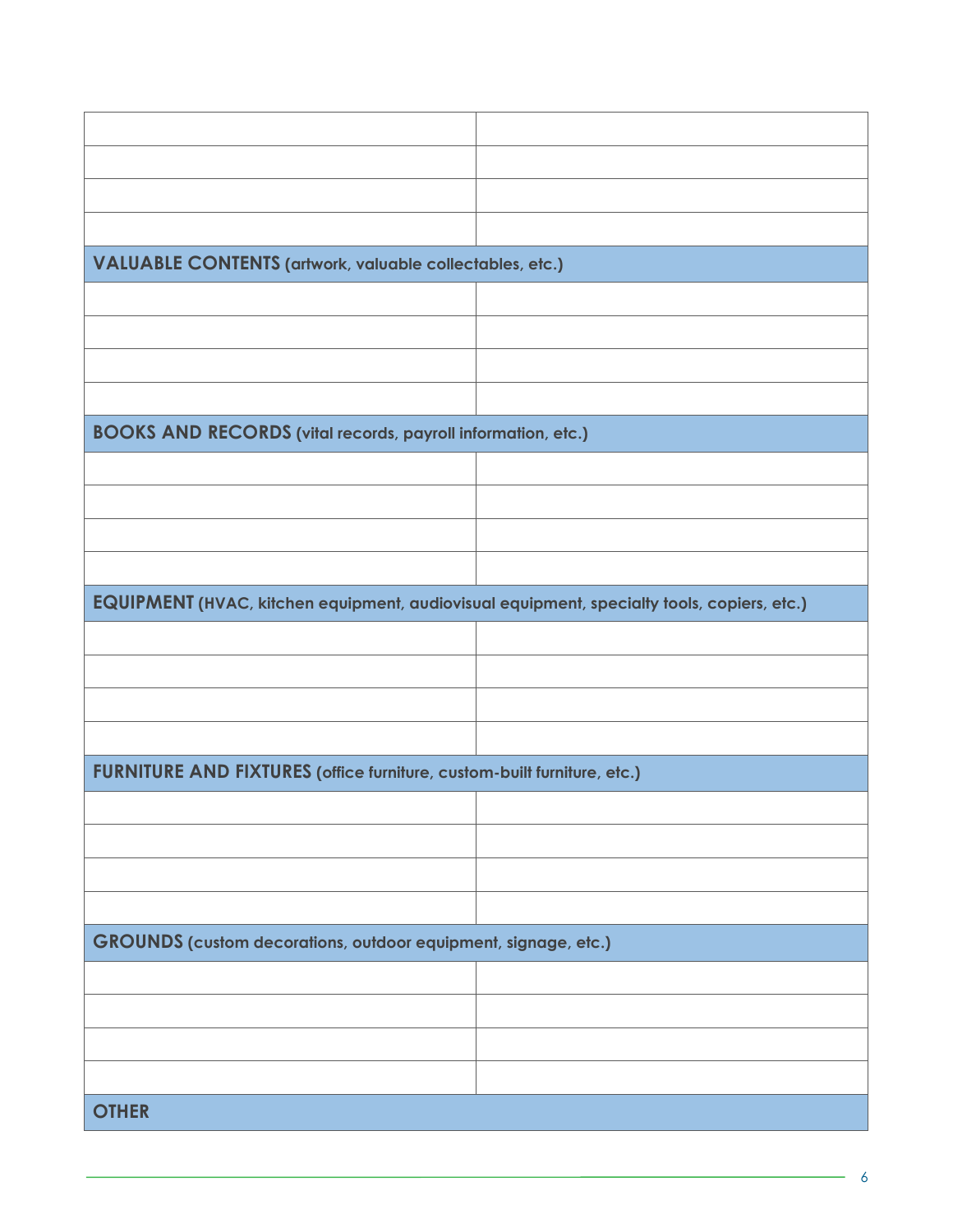| | |
|---|---|
| | |
| | |
| | |
| | |
| **VALUABLE CONTENTS** (artwork, valuable collectables, etc.) | |
| | |
| | |
| | |
| | |
| **BOOKS AND RECORDS** (vital records, payroll information, etc.) | |
| | |
| | |
| | |
| | |
| **EQUIPMENT** (HVAC, kitchen equipment, audiovisual equipment, specialty tools, copiers, etc.) | |
| | |
| | |
| | |
| | |
| **FURNITURE AND FIXTURES** (office furniture, custom-built furniture, etc.) | |
| | |
| | |
| | |
| | |
| **GROUNDS** (custom decorations, outdoor equipment, signage, etc.) | |
| | |
| | |
| | |
| | |
| **OTHER** | |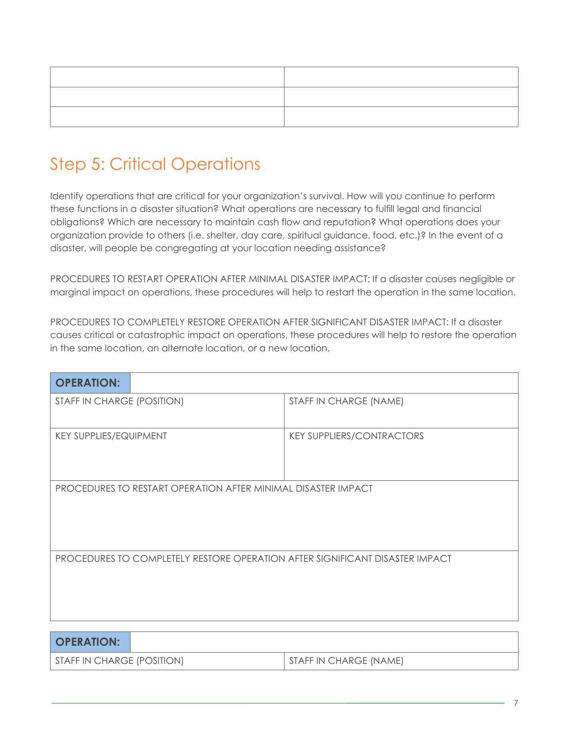| | |
|---|---|
| | |
| | |
| | |

## Step 5: Critical Operations

Identify operations that are critical for your organization's survival. How will you continue to perform these functions in a disaster situation? What operations are necessary to fulfill legal and financial obligations? Which are necessary to maintain cash flow and reputation? What operations does your organization provide to others (i.e. shelter, day care, spiritual guidance, food, etc.)? In the event of a disaster, will people be congregating at your location needing assistance?

PROCEDURES TO RESTART OPERATION AFTER MINIMAL DISASTER IMPACT: If a disaster causes negligible or marginal impact on operations, these procedures will help to restart the operation in the same location.

PROCEDURES TO COMPLETELY RESTORE OPERATION AFTER SIGNIFICANT DISASTER IMPACT: If a disaster causes critical or catastrophic impact on operations, these procedures will help to restore the operation in the same location, an alternate location, or a new location.

| **OPERATION:** | |
|---|---|
| STAFF IN CHARGE (POSITION) | STAFF IN CHARGE (NAME) |
| KEY SUPPLIES/EQUIPMENT | KEY SUPPLIERS/CONTRACTORS |
| PROCEDURES TO RESTART OPERATION AFTER MINIMAL DISASTER IMPACT | |
| PROCEDURES TO COMPLETELY RESTORE OPERATION AFTER SIGNIFICANT DISASTER IMPACT | |

| **OPERATION:** | |
|---|---|
| STAFF IN CHARGE (POSITION) | STAFF IN CHARGE (NAME) |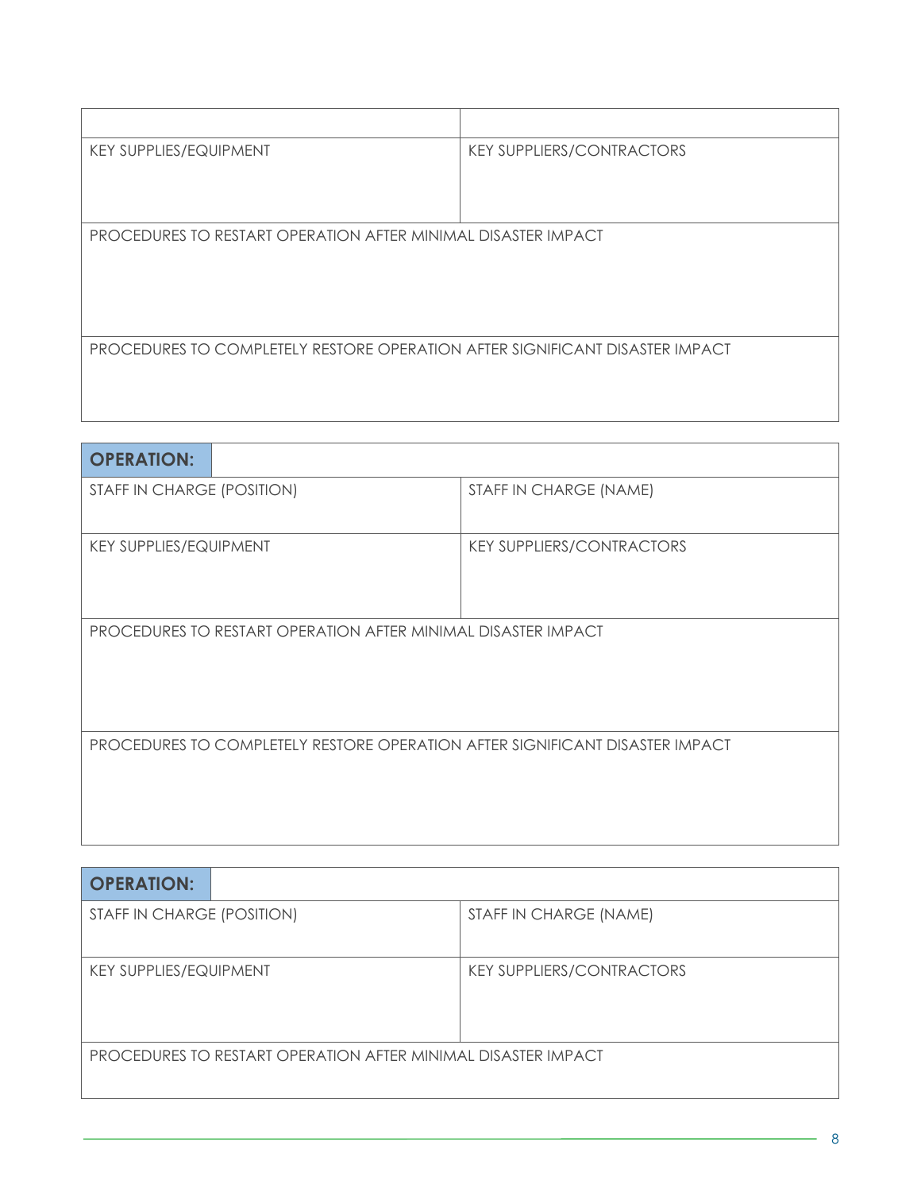| | |
|---|---|
| KEY SUPPLIES/EQUIPMENT | KEY SUPPLIERS/CONTRACTORS |
| PROCEDURES TO RESTART OPERATION AFTER MINIMAL DISASTER IMPACT | |
| PROCEDURES TO COMPLETELY RESTORE OPERATION AFTER SIGNIFICANT DISASTER IMPACT | |

| **OPERATION:** | |
|---|---|
| STAFF IN CHARGE (POSITION) | STAFF IN CHARGE (NAME) |
| KEY SUPPLIES/EQUIPMENT | KEY SUPPLIERS/CONTRACTORS |
| PROCEDURES TO RESTART OPERATION AFTER MINIMAL DISASTER IMPACT | |
| PROCEDURES TO COMPLETELY RESTORE OPERATION AFTER SIGNIFICANT DISASTER IMPACT | |

| **OPERATION:** | |
|---|---|
| STAFF IN CHARGE (POSITION) | STAFF IN CHARGE (NAME) |
| KEY SUPPLIES/EQUIPMENT | KEY SUPPLIERS/CONTRACTORS |
| PROCEDURES TO RESTART OPERATION AFTER MINIMAL DISASTER IMPACT | |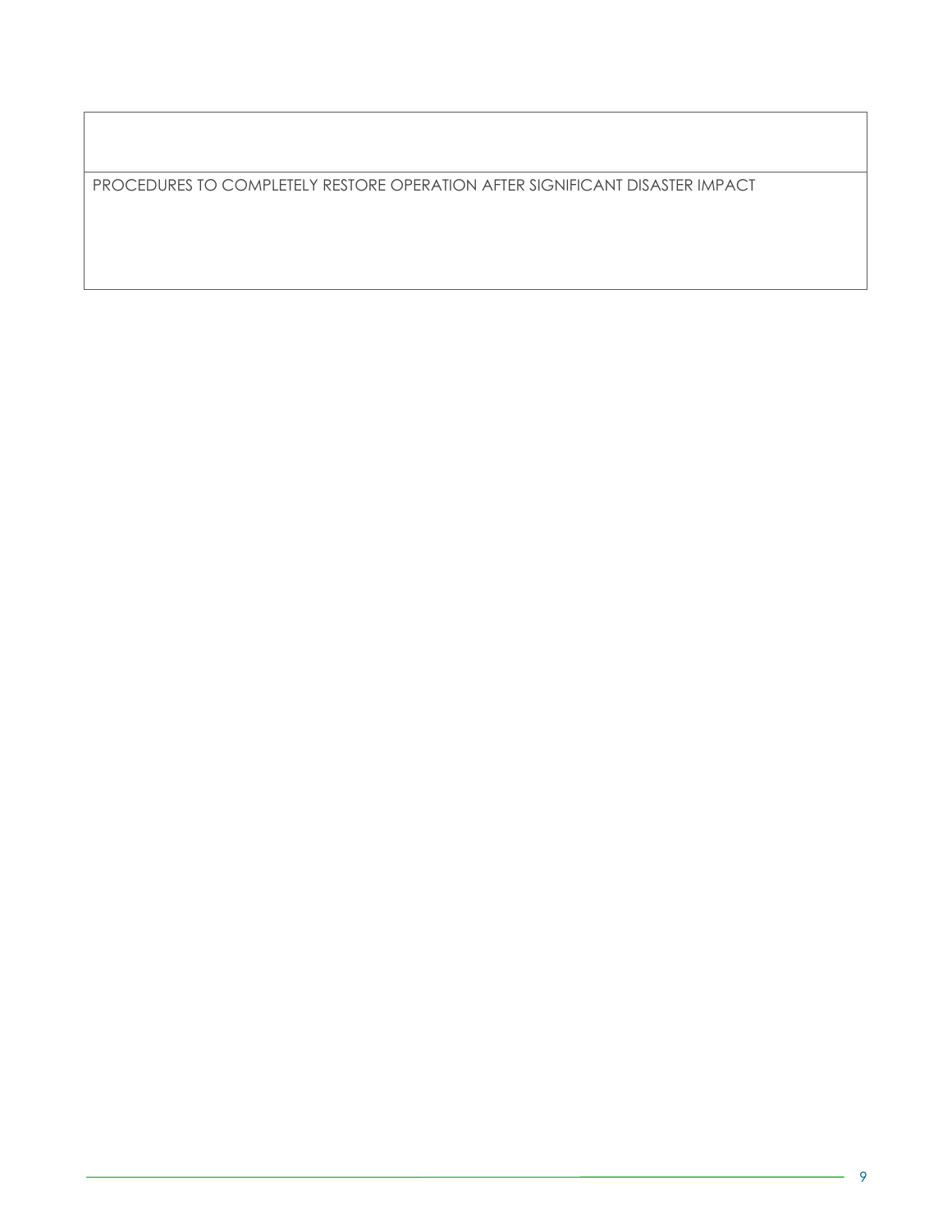| |
|---|
| PROCEDURES TO COMPLETELY RESTORE OPERATION AFTER SIGNIFICANT DISASTER IMPACT |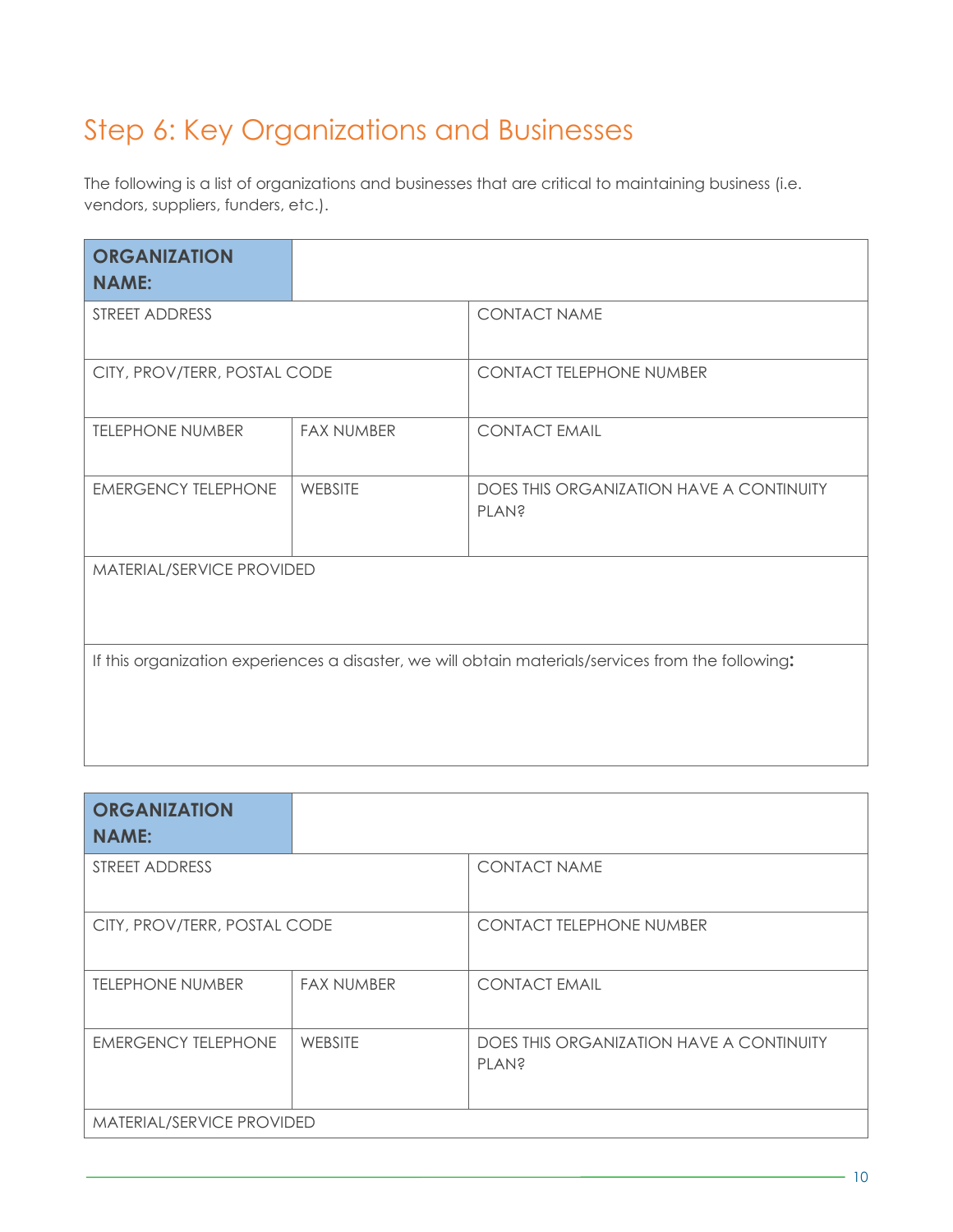## Step 6: Key Organizations and Businesses

The following is a list of organizations and businesses that are critical to maintaining business (i.e. vendors, suppliers, funders, etc.).

| **ORGANIZATION NAME:** | | |
|---|---|---|
| STREET ADDRESS | | CONTACT NAME |
| CITY, PROV/TERR, POSTAL CODE | | CONTACT TELEPHONE NUMBER |
| TELEPHONE NUMBER | FAX NUMBER | CONTACT EMAIL |
| EMERGENCY TELEPHONE | WEBSITE | DOES THIS ORGANIZATION HAVE A CONTINUITY PLAN? |
| MATERIAL/SERVICE PROVIDED | | |
| If this organization experiences a disaster, we will obtain materials/services from the following**:** | | |

| **ORGANIZATION NAME:** | | |
|---|---|---|
| STREET ADDRESS | | CONTACT NAME |
| CITY, PROV/TERR, POSTAL CODE | | CONTACT TELEPHONE NUMBER |
| TELEPHONE NUMBER | FAX NUMBER | CONTACT EMAIL |
| EMERGENCY TELEPHONE | WEBSITE | DOES THIS ORGANIZATION HAVE A CONTINUITY PLAN? |
| MATERIAL/SERVICE PROVIDED | | |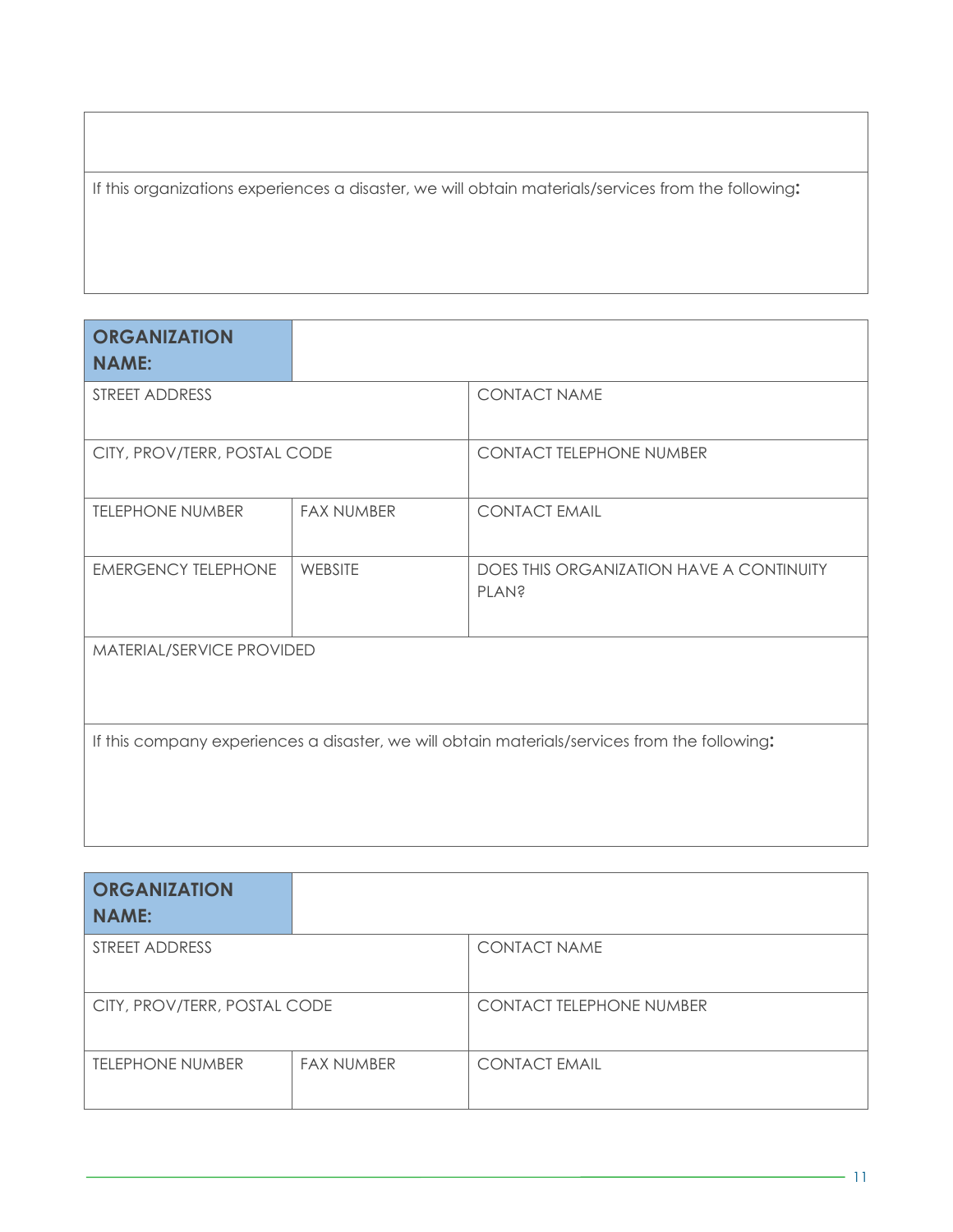| |
|---|
| |
| If this organizations experiences a disaster, we will obtain materials/services from the following**:** |

| **ORGANIZATION NAME:** | | |
|---|---|---|
| STREET ADDRESS | | CONTACT NAME |
| CITY, PROV/TERR, POSTAL CODE | | CONTACT TELEPHONE NUMBER |
| TELEPHONE NUMBER | FAX NUMBER | CONTACT EMAIL |
| EMERGENCY TELEPHONE | WEBSITE | DOES THIS ORGANIZATION HAVE A CONTINUITY PLAN? |
| MATERIAL/SERVICE PROVIDED | | |
| If this company experiences a disaster, we will obtain materials/services from the following**:** | | |

| **ORGANIZATION NAME:** | | |
|---|---|---|
| STREET ADDRESS | | CONTACT NAME |
| CITY, PROV/TERR, POSTAL CODE | | CONTACT TELEPHONE NUMBER |
| TELEPHONE NUMBER | FAX NUMBER | CONTACT EMAIL |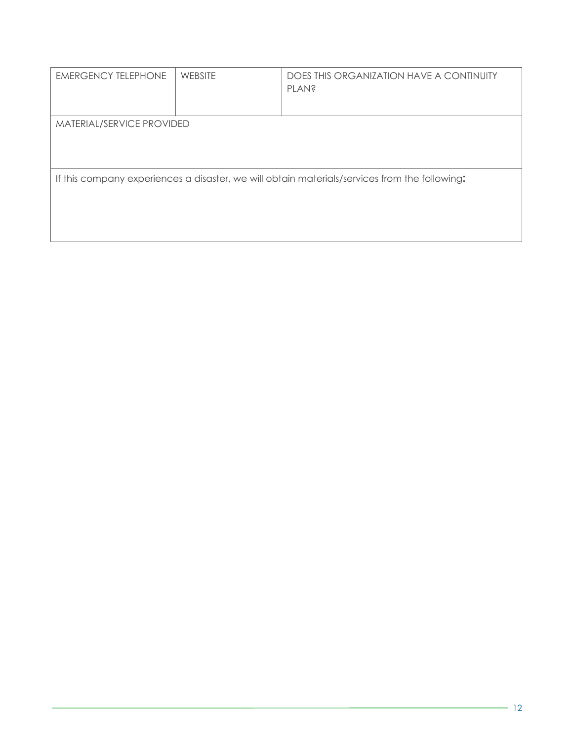| EMERGENCY TELEPHONE | WEBSITE | DOES THIS ORGANIZATION HAVE A CONTINUITY PLAN? |
|---|---|---|
| MATERIAL/SERVICE PROVIDED | | |
| If this company experiences a disaster, we will obtain materials/services from the following**:** | | |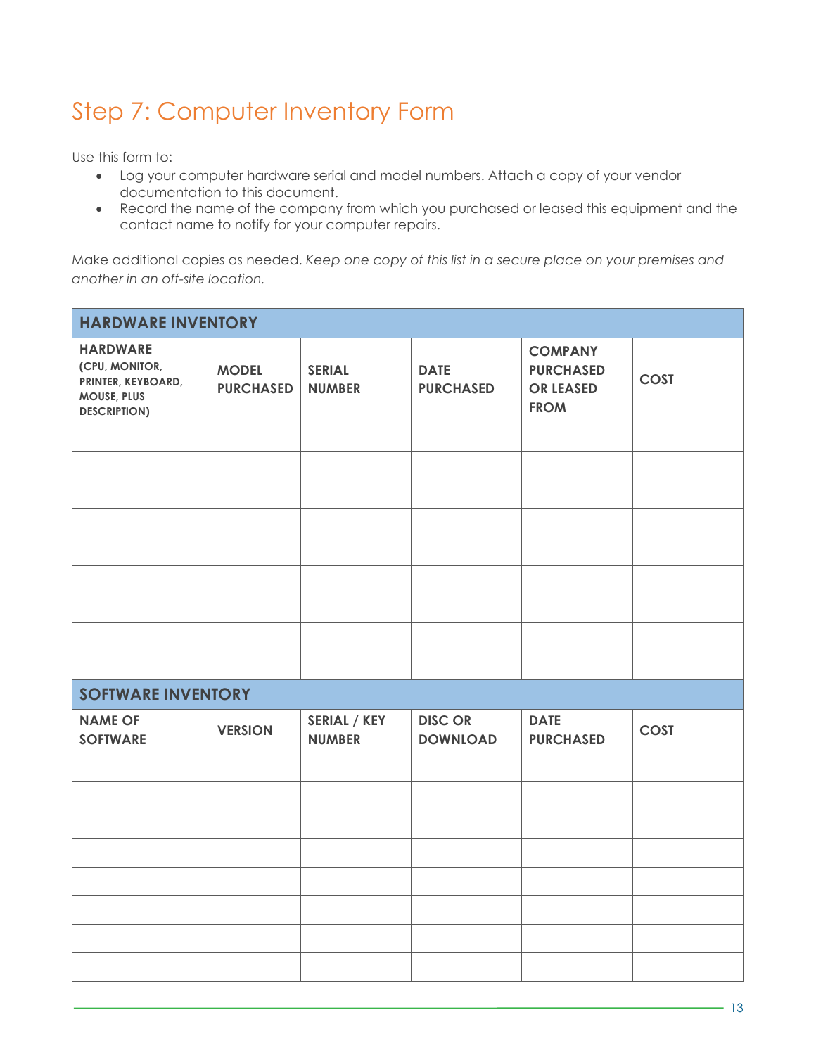# Step 7: Computer Inventory Form

Use this form to:

- Log your computer hardware serial and model numbers. Attach a copy of your vendor documentation to this document.
- Record the name of the company from which you purchased or leased this equipment and the contact name to notify for your computer repairs.

Make additional copies as needed. *Keep one copy of this list in a secure place on your premises and another in an off-site location.*

| **HARDWARE INVENTORY** | | | | | |
|---|---|---|---|---|---|
| **HARDWARE (CPU, MONITOR, PRINTER, KEYBOARD, MOUSE, PLUS DESCRIPTION)** | **MODEL PURCHASED** | **SERIAL NUMBER** | **DATE PURCHASED** | **COMPANY PURCHASED OR LEASED FROM** | **COST** |
| | | | | | |
| | | | | | |
| | | | | | |
| | | | | | |
| | | | | | |
| | | | | | |
| | | | | | |
| | | | | | |
| | | | | | |

| **SOFTWARE INVENTORY** | | | | | |
|---|---|---|---|---|---|
| **NAME OF SOFTWARE** | **VERSION** | **SERIAL / KEY NUMBER** | **DISC OR DOWNLOAD** | **DATE PURCHASED** | **COST** |
| | | | | | |
| | | | | | |
| | | | | | |
| | | | | | |
| | | | | | |
| | | | | | |
| | | | | | |
| | | | | | |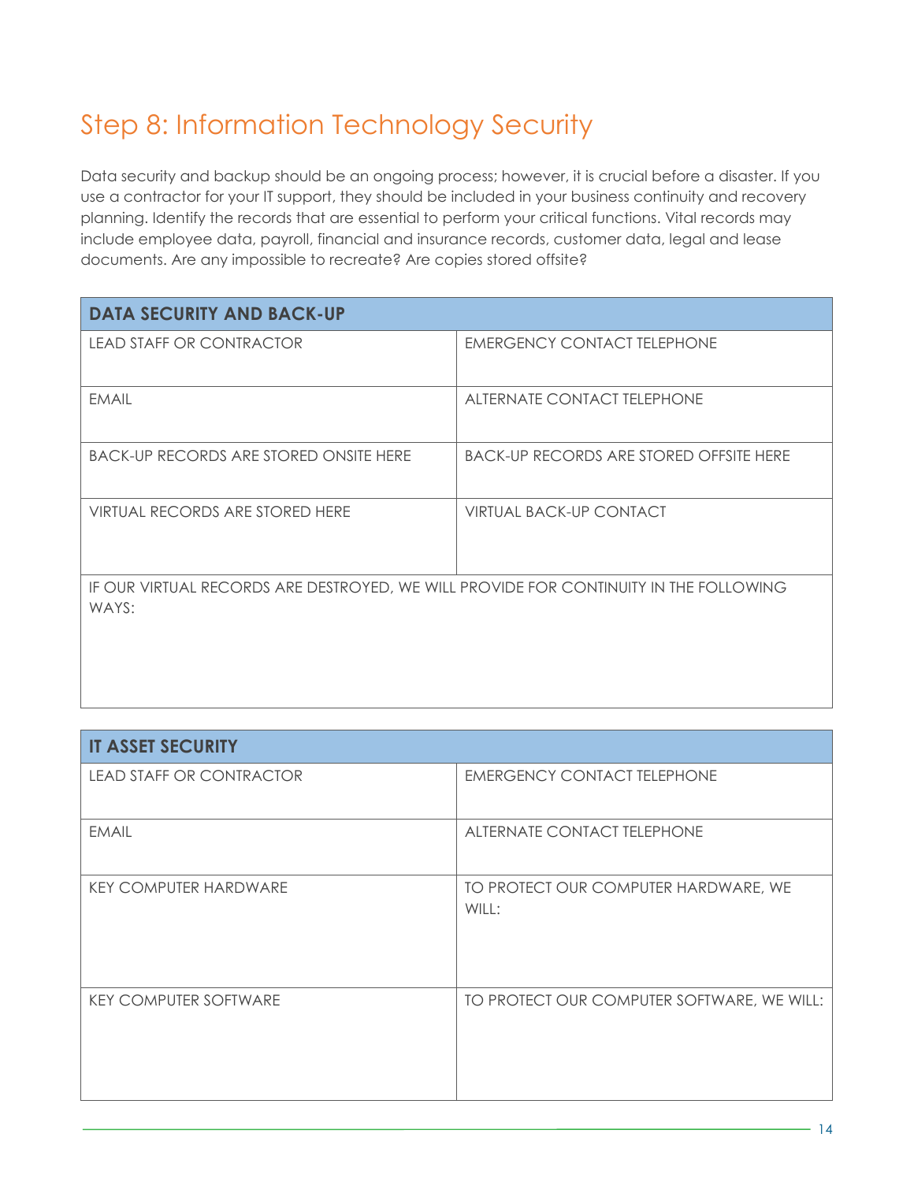# Step 8: Information Technology Security

Data security and backup should be an ongoing process; however, it is crucial before a disaster. If you use a contractor for your IT support, they should be included in your business continuity and recovery planning. Identify the records that are essential to perform your critical functions. Vital records may include employee data, payroll, financial and insurance records, customer data, legal and lease documents. Are any impossible to recreate? Are copies stored offsite?

| **DATA SECURITY AND BACK-UP** | |
|---|---|
| LEAD STAFF OR CONTRACTOR | EMERGENCY CONTACT TELEPHONE |
| EMAIL | ALTERNATE CONTACT TELEPHONE |
| BACK-UP RECORDS ARE STORED ONSITE HERE | BACK-UP RECORDS ARE STORED OFFSITE HERE |
| VIRTUAL RECORDS ARE STORED HERE | VIRTUAL BACK-UP CONTACT |
| IF OUR VIRTUAL RECORDS ARE DESTROYED, WE WILL PROVIDE FOR CONTINUITY IN THE FOLLOWING WAYS: | |

| **IT ASSET SECURITY** | |
|---|---|
| LEAD STAFF OR CONTRACTOR | EMERGENCY CONTACT TELEPHONE |
| EMAIL | ALTERNATE CONTACT TELEPHONE |
| KEY COMPUTER HARDWARE | TO PROTECT OUR COMPUTER HARDWARE, WE WILL: |
| KEY COMPUTER SOFTWARE | TO PROTECT OUR COMPUTER SOFTWARE, WE WILL: |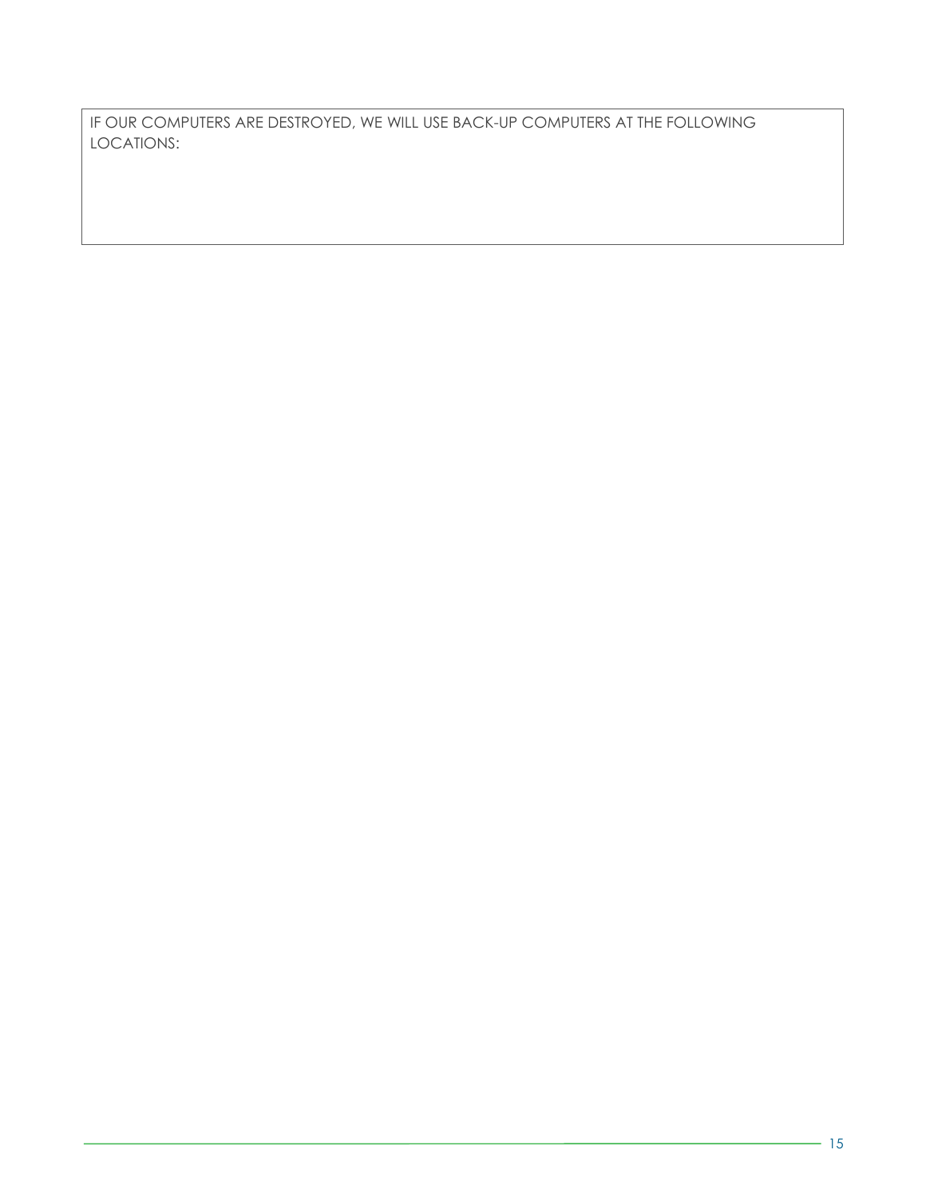IF OUR COMPUTERS ARE DESTROYED, WE WILL USE BACK-UP COMPUTERS AT THE FOLLOWING LOCATIONS: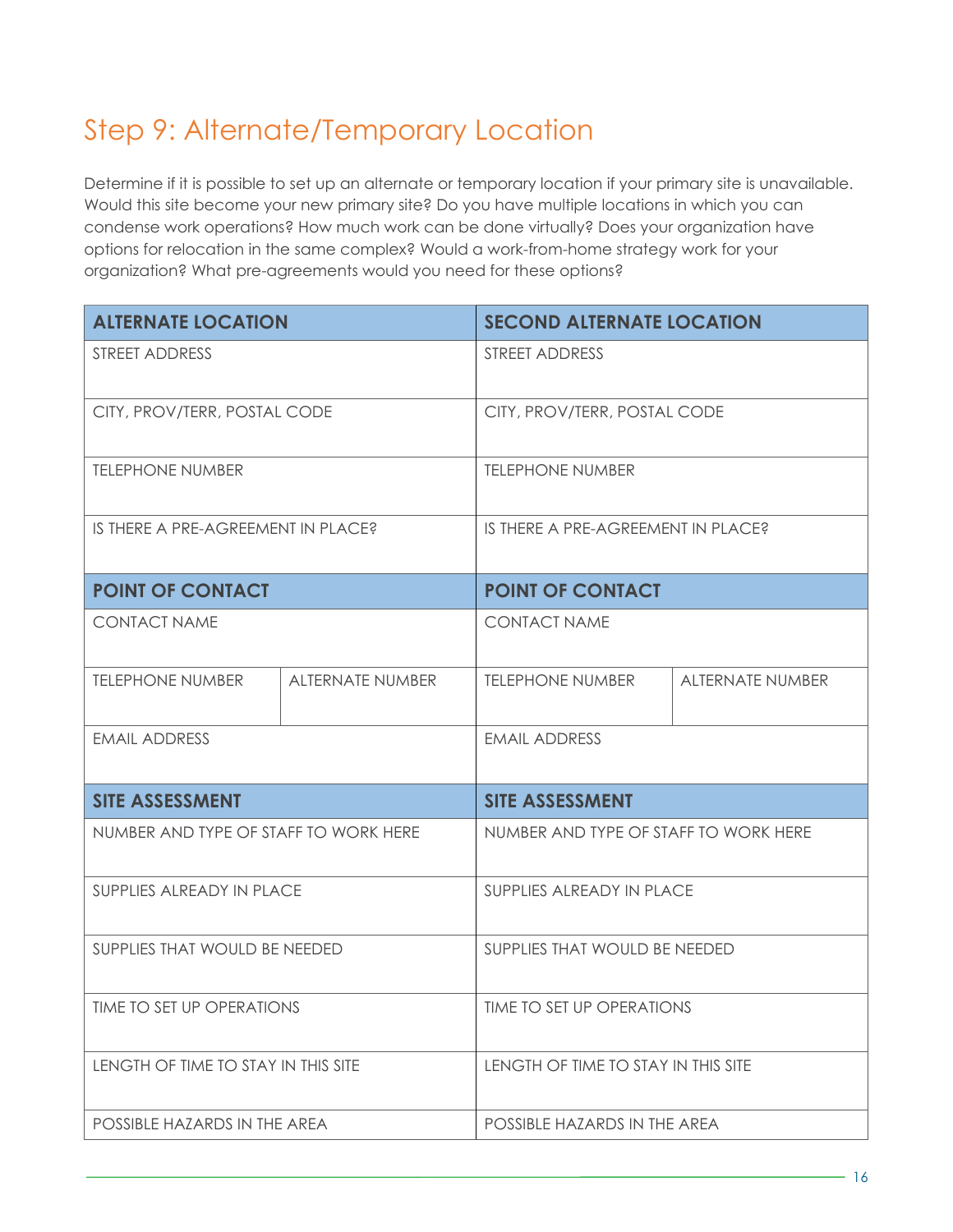# Step 9: Alternate/Temporary Location

Determine if it is possible to set up an alternate or temporary location if your primary site is unavailable. Would this site become your new primary site? Do you have multiple locations in which you can condense work operations? How much work can be done virtually? Does your organization have options for relocation in the same complex? Would a work-from-home strategy work for your organization? What pre-agreements would you need for these options?

| **ALTERNATE LOCATION** | | **SECOND ALTERNATE LOCATION** | |
|---|---|---|---|
| STREET ADDRESS | | STREET ADDRESS | |
| CITY, PROV/TERR, POSTAL CODE | | CITY, PROV/TERR, POSTAL CODE | |
| TELEPHONE NUMBER | | TELEPHONE NUMBER | |
| IS THERE A PRE-AGREEMENT IN PLACE? | | IS THERE A PRE-AGREEMENT IN PLACE? | |
| **POINT OF CONTACT** | | **POINT OF CONTACT** | |
| CONTACT NAME | | CONTACT NAME | |
| TELEPHONE NUMBER | ALTERNATE NUMBER | TELEPHONE NUMBER | ALTERNATE NUMBER |
| EMAIL ADDRESS | | EMAIL ADDRESS | |
| **SITE ASSESSMENT** | | **SITE ASSESSMENT** | |
| NUMBER AND TYPE OF STAFF TO WORK HERE | | NUMBER AND TYPE OF STAFF TO WORK HERE | |
| SUPPLIES ALREADY IN PLACE | | SUPPLIES ALREADY IN PLACE | |
| SUPPLIES THAT WOULD BE NEEDED | | SUPPLIES THAT WOULD BE NEEDED | |
| TIME TO SET UP OPERATIONS | | TIME TO SET UP OPERATIONS | |
| LENGTH OF TIME TO STAY IN THIS SITE | | LENGTH OF TIME TO STAY IN THIS SITE | |
| POSSIBLE HAZARDS IN THE AREA | | POSSIBLE HAZARDS IN THE AREA | |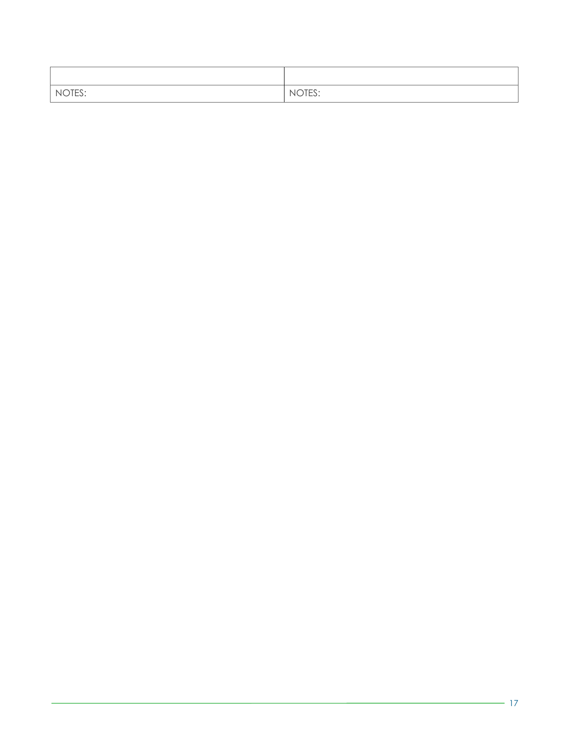| | |
|---|---|
| NOTES: | NOTES: |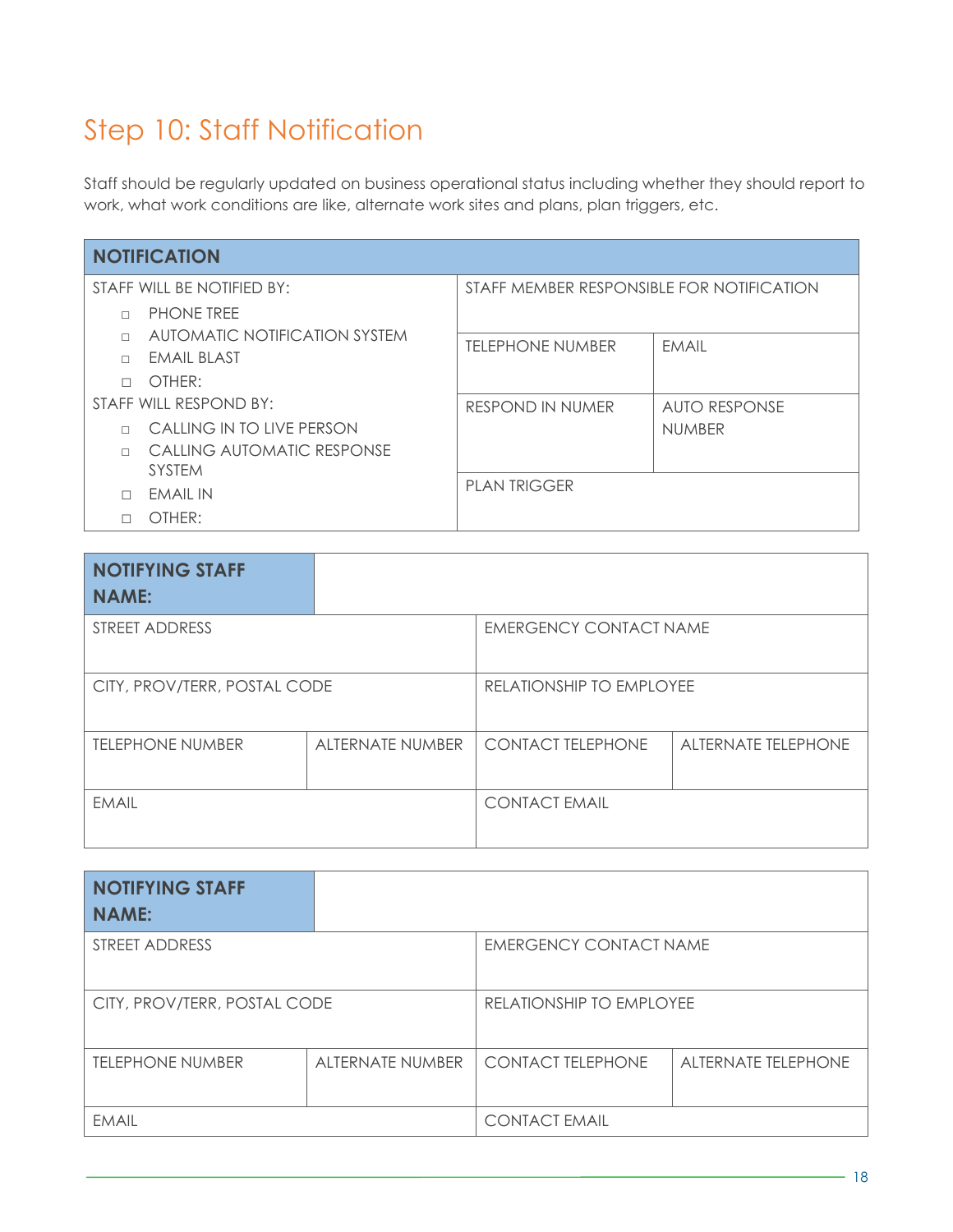## Step 10: Staff Notification

Staff should be regularly updated on business operational status including whether they should report to work, what work conditions are like, alternate work sites and plans, plan triggers, etc.

| NOTIFICATION | | |
|---|---|---|
| STAFF WILL BE NOTIFIED BY:<br>□ PHONE TREE<br>□ AUTOMATIC NOTIFICATION SYSTEM<br>□ EMAIL BLAST<br>□ OTHER:<br>STAFF WILL RESPOND BY:<br>□ CALLING IN TO LIVE PERSON<br>□ CALLING AUTOMATIC RESPONSE SYSTEM<br>□ EMAIL IN<br>□ OTHER: | STAFF MEMBER RESPONSIBLE FOR NOTIFICATION | |
| | TELEPHONE NUMBER | EMAIL |
| | RESPOND IN NUMER | AUTO RESPONSE NUMBER |
| | PLAN TRIGGER | |

| **NOTIFYING STAFF NAME:** | | | |
|---|---|---|---|
| STREET ADDRESS | | EMERGENCY CONTACT NAME | |
| CITY, PROV/TERR, POSTAL CODE | | RELATIONSHIP TO EMPLOYEE | |
| TELEPHONE NUMBER | ALTERNATE NUMBER | CONTACT TELEPHONE | ALTERNATE TELEPHONE |
| EMAIL | | CONTACT EMAIL | |

| **NOTIFYING STAFF NAME:** | | | |
|---|---|---|---|
| STREET ADDRESS | | EMERGENCY CONTACT NAME | |
| CITY, PROV/TERR, POSTAL CODE | | RELATIONSHIP TO EMPLOYEE | |
| TELEPHONE NUMBER | ALTERNATE NUMBER | CONTACT TELEPHONE | ALTERNATE TELEPHONE |
| EMAIL | | CONTACT EMAIL | |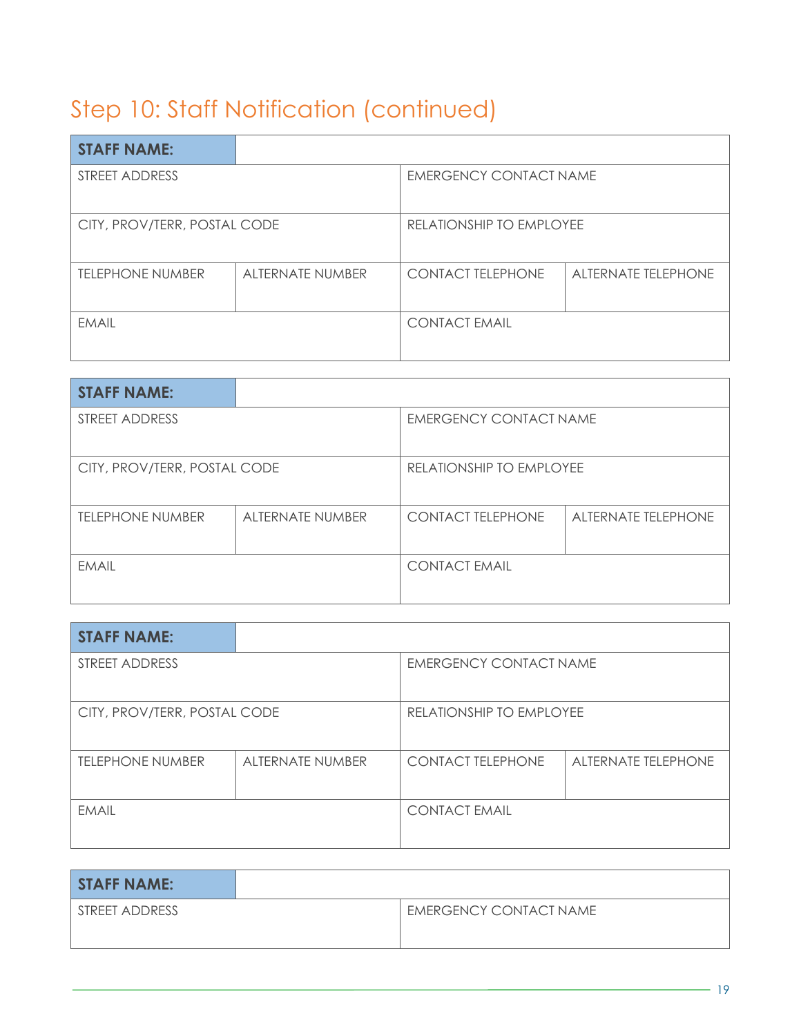## Step 10: Staff Notification (continued)

| **STAFF NAME:** | | | |
|---|---|---|---|
| STREET ADDRESS | | EMERGENCY CONTACT NAME | |
| CITY, PROV/TERR, POSTAL CODE | | RELATIONSHIP TO EMPLOYEE | |
| TELEPHONE NUMBER | ALTERNATE NUMBER | CONTACT TELEPHONE | ALTERNATE TELEPHONE |
| EMAIL | | CONTACT EMAIL | |

| **STAFF NAME:** | | | |
|---|---|---|---|
| STREET ADDRESS | | EMERGENCY CONTACT NAME | |
| CITY, PROV/TERR, POSTAL CODE | | RELATIONSHIP TO EMPLOYEE | |
| TELEPHONE NUMBER | ALTERNATE NUMBER | CONTACT TELEPHONE | ALTERNATE TELEPHONE |
| EMAIL | | CONTACT EMAIL | |

| **STAFF NAME:** | | | |
|---|---|---|---|
| STREET ADDRESS | | EMERGENCY CONTACT NAME | |
| CITY, PROV/TERR, POSTAL CODE | | RELATIONSHIP TO EMPLOYEE | |
| TELEPHONE NUMBER | ALTERNATE NUMBER | CONTACT TELEPHONE | ALTERNATE TELEPHONE |
| EMAIL | | CONTACT EMAIL | |

| **STAFF NAME:** | | | |
|---|---|---|---|
| STREET ADDRESS | | EMERGENCY CONTACT NAME | |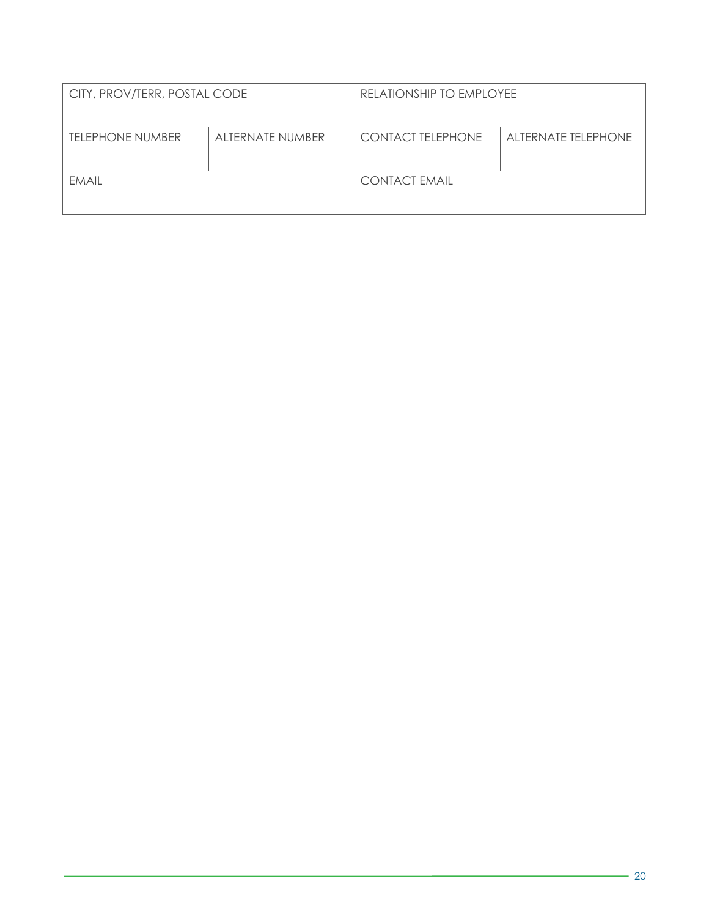| CITY, PROV/TERR, POSTAL CODE | | RELATIONSHIP TO EMPLOYEE | |
|---|---|---|---|
| TELEPHONE NUMBER | ALTERNATE NUMBER | CONTACT TELEPHONE | ALTERNATE TELEPHONE |
| EMAIL | | CONTACT EMAIL | |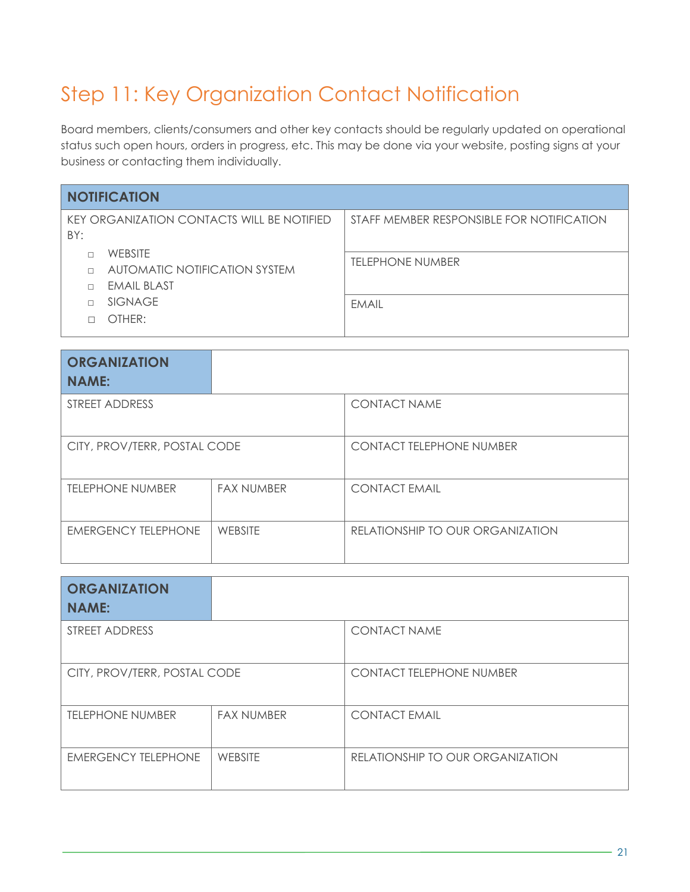# Step 11: Key Organization Contact Notification

Board members, clients/consumers and other key contacts should be regularly updated on operational status such open hours, orders in progress, etc. This may be done via your website, posting signs at your business or contacting them individually.

| NOTIFICATION | |
|---|---|
| KEY ORGANIZATION CONTACTS WILL BE NOTIFIED BY:<br>□ WEBSITE<br>□ AUTOMATIC NOTIFICATION SYSTEM<br>□ EMAIL BLAST<br>□ SIGNAGE<br>□ OTHER: | STAFF MEMBER RESPONSIBLE FOR NOTIFICATION |
| | TELEPHONE NUMBER |
| | EMAIL |

| **ORGANIZATION NAME:** | | |
|---|---|---|
| STREET ADDRESS | | CONTACT NAME |
| CITY, PROV/TERR, POSTAL CODE | | CONTACT TELEPHONE NUMBER |
| TELEPHONE NUMBER | FAX NUMBER | CONTACT EMAIL |
| EMERGENCY TELEPHONE | WEBSITE | RELATIONSHIP TO OUR ORGANIZATION |

| **ORGANIZATION NAME:** | | |
|---|---|---|
| STREET ADDRESS | | CONTACT NAME |
| CITY, PROV/TERR, POSTAL CODE | | CONTACT TELEPHONE NUMBER |
| TELEPHONE NUMBER | FAX NUMBER | CONTACT EMAIL |
| EMERGENCY TELEPHONE | WEBSITE | RELATIONSHIP TO OUR ORGANIZATION |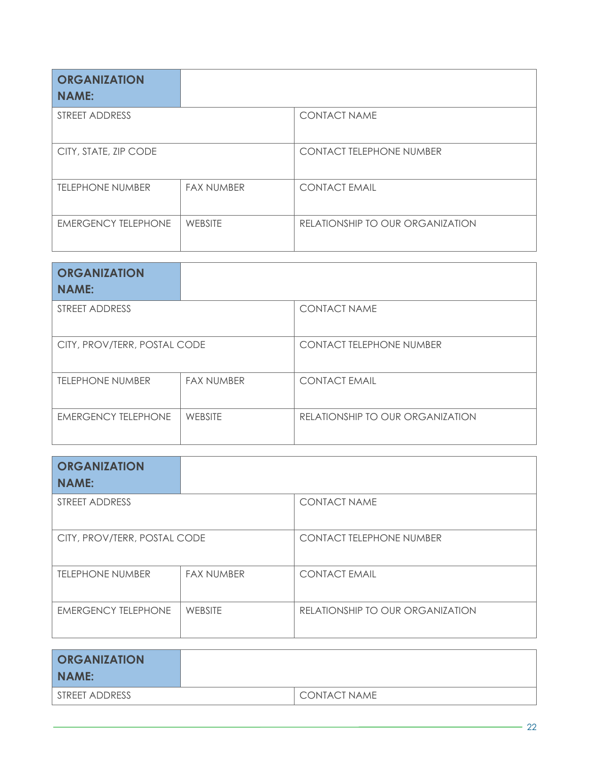| **ORGANIZATION NAME:** | | |
|---|---|---|
| STREET ADDRESS | | CONTACT NAME |
| CITY, STATE, ZIP CODE | | CONTACT TELEPHONE NUMBER |
| TELEPHONE NUMBER | FAX NUMBER | CONTACT EMAIL |
| EMERGENCY TELEPHONE | WEBSITE | RELATIONSHIP TO OUR ORGANIZATION |

| **ORGANIZATION NAME:** | | |
|---|---|---|
| STREET ADDRESS | | CONTACT NAME |
| CITY, PROV/TERR, POSTAL CODE | | CONTACT TELEPHONE NUMBER |
| TELEPHONE NUMBER | FAX NUMBER | CONTACT EMAIL |
| EMERGENCY TELEPHONE | WEBSITE | RELATIONSHIP TO OUR ORGANIZATION |

| **ORGANIZATION NAME:** | | |
|---|---|---|
| STREET ADDRESS | | CONTACT NAME |
| CITY, PROV/TERR, POSTAL CODE | | CONTACT TELEPHONE NUMBER |
| TELEPHONE NUMBER | FAX NUMBER | CONTACT EMAIL |
| EMERGENCY TELEPHONE | WEBSITE | RELATIONSHIP TO OUR ORGANIZATION |

| **ORGANIZATION NAME:** | | |
|---|---|---|
| STREET ADDRESS | | CONTACT NAME |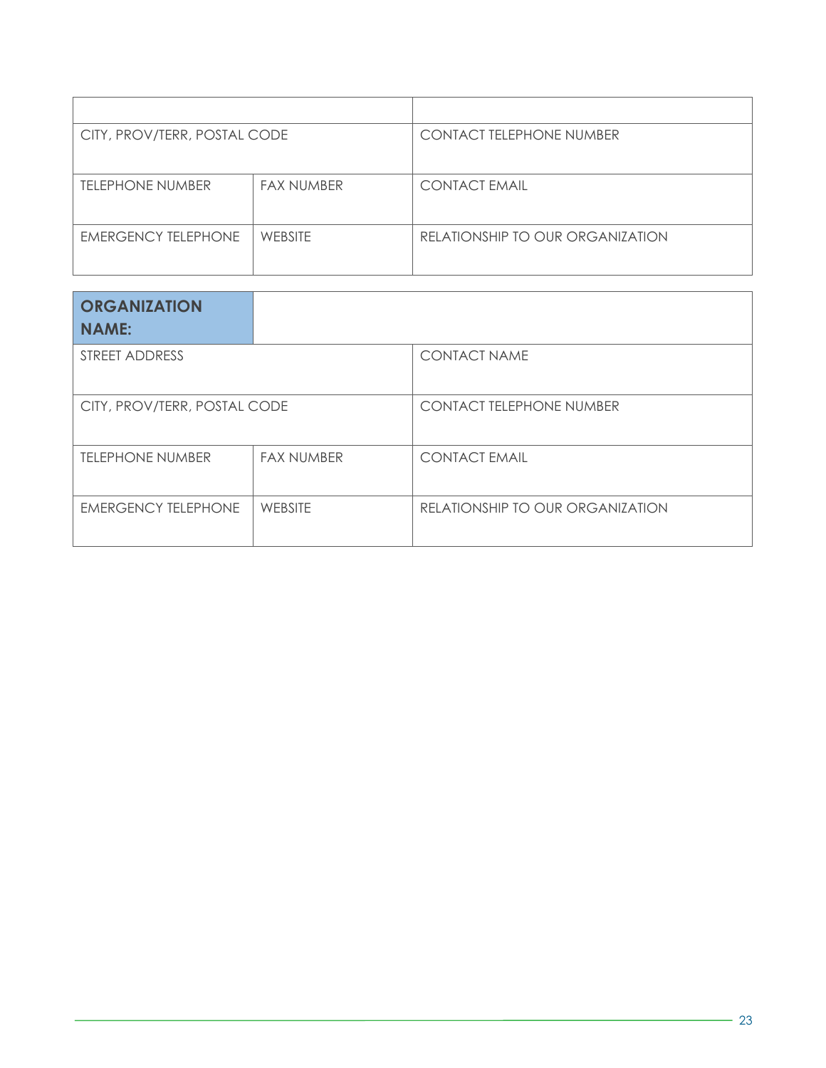| | | |
|---|---|---|
| | | |
| CITY, PROV/TERR, POSTAL CODE | | CONTACT TELEPHONE NUMBER |
| TELEPHONE NUMBER | FAX NUMBER | CONTACT EMAIL |
| EMERGENCY TELEPHONE | WEBSITE | RELATIONSHIP TO OUR ORGANIZATION |

| **ORGANIZATION NAME:** | | |
|---|---|---|
| STREET ADDRESS | | CONTACT NAME |
| CITY, PROV/TERR, POSTAL CODE | | CONTACT TELEPHONE NUMBER |
| TELEPHONE NUMBER | FAX NUMBER | CONTACT EMAIL |
| EMERGENCY TELEPHONE | WEBSITE | RELATIONSHIP TO OUR ORGANIZATION |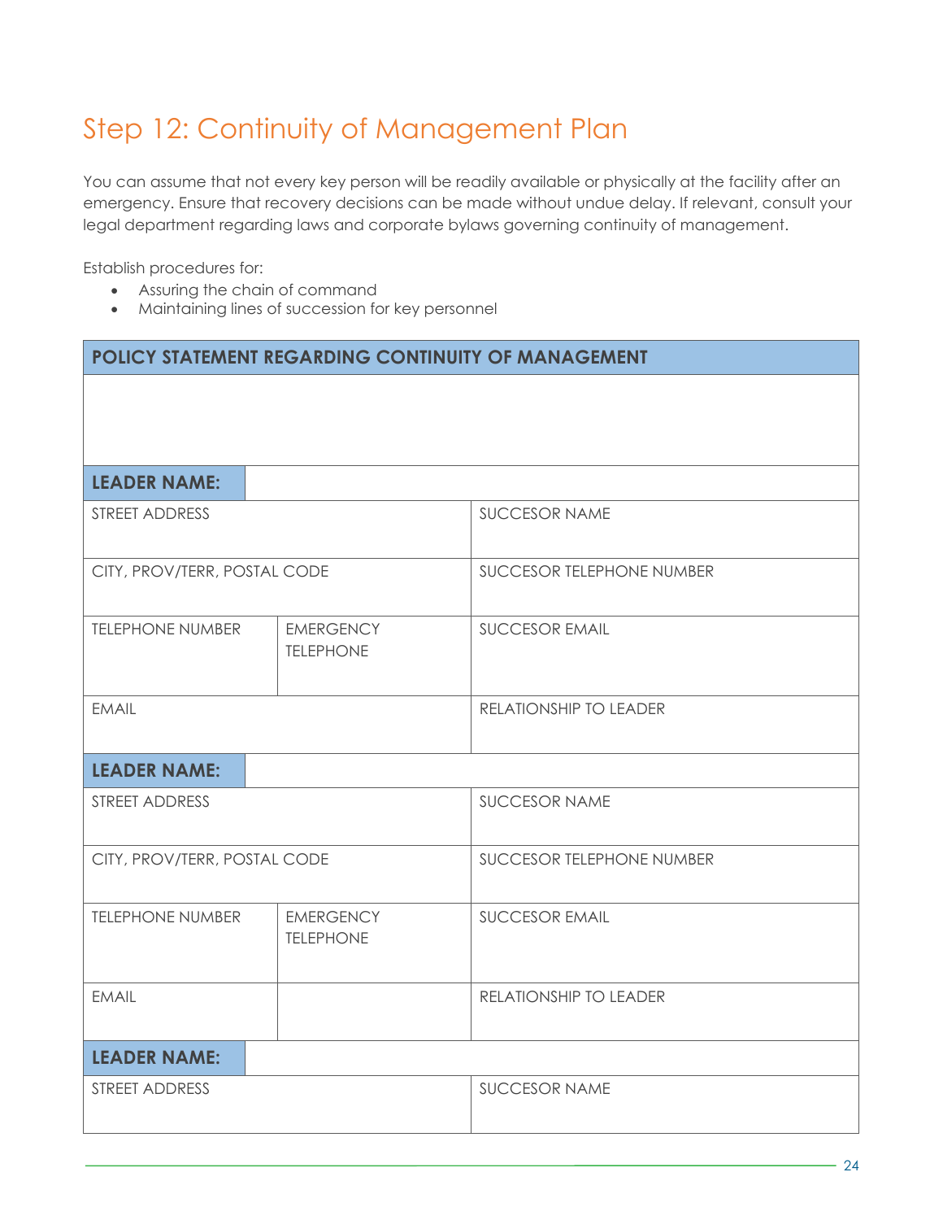# Step 12: Continuity of Management Plan

You can assume that not every key person will be readily available or physically at the facility after an emergency. Ensure that recovery decisions can be made without undue delay. If relevant, consult your legal department regarding laws and corporate bylaws governing continuity of management.

Establish procedures for:

- Assuring the chain of command
- Maintaining lines of succession for key personnel

| POLICY STATEMENT REGARDING CONTINUITY OF MANAGEMENT | | |
|---|---|---|
| | | |
| **LEADER NAME:** | | |
| STREET ADDRESS | | SUCCESOR NAME |
| CITY, PROV/TERR, POSTAL CODE | | SUCCESOR TELEPHONE NUMBER |
| TELEPHONE NUMBER | EMERGENCY TELEPHONE | SUCCESOR EMAIL |
| EMAIL | | RELATIONSHIP TO LEADER |
| **LEADER NAME:** | | |
| STREET ADDRESS | | SUCCESOR NAME |
| CITY, PROV/TERR, POSTAL CODE | | SUCCESOR TELEPHONE NUMBER |
| TELEPHONE NUMBER | EMERGENCY TELEPHONE | SUCCESOR EMAIL |
| EMAIL | | RELATIONSHIP TO LEADER |
| **LEADER NAME:** | | |
| STREET ADDRESS | | SUCCESOR NAME |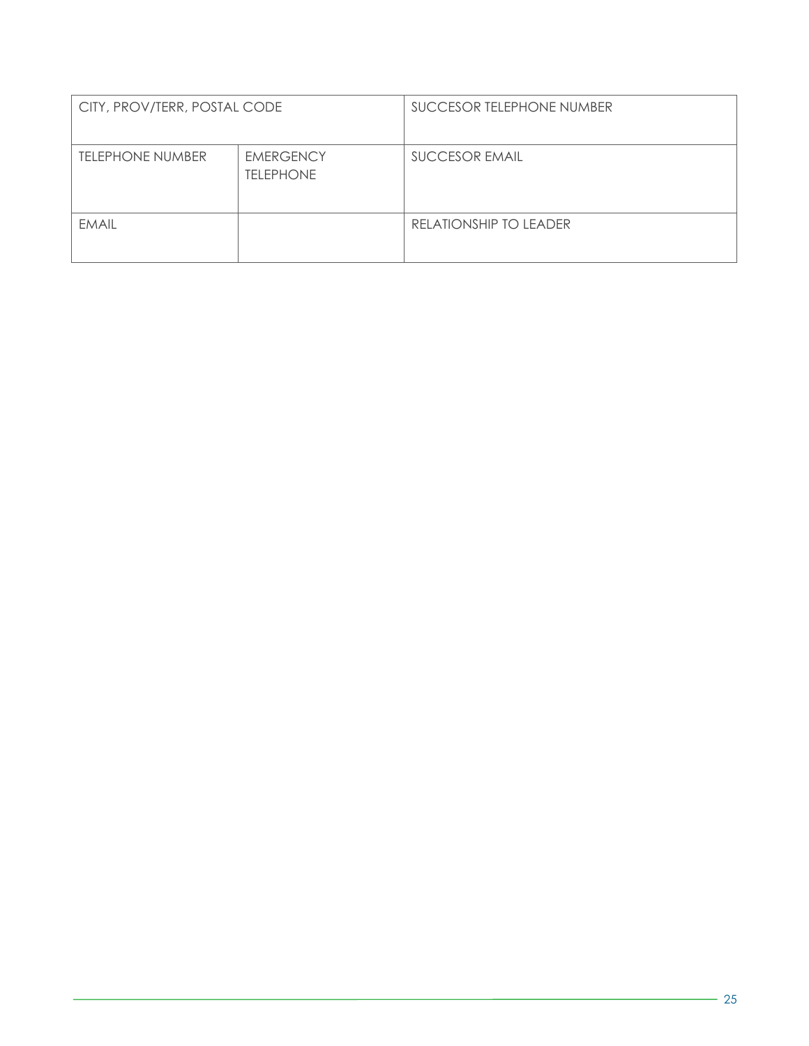| CITY, PROV/TERR, POSTAL CODE | | SUCCESOR TELEPHONE NUMBER |
|---|---|---|
| TELEPHONE NUMBER | EMERGENCY TELEPHONE | SUCCESOR EMAIL |
| EMAIL | | RELATIONSHIP TO LEADER |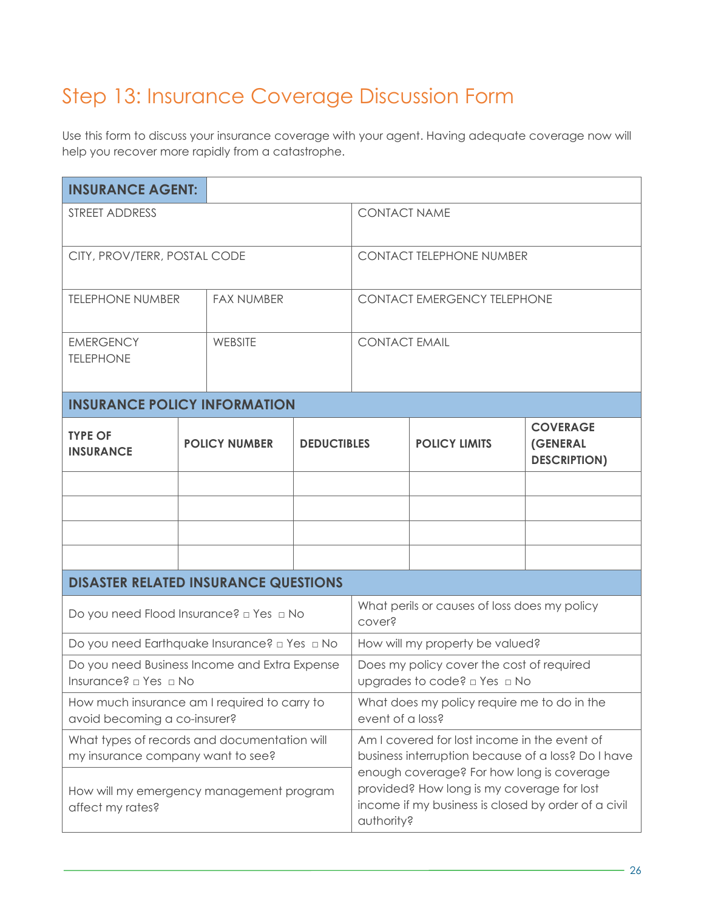## Step 13: Insurance Coverage Discussion Form

Use this form to discuss your insurance coverage with your agent. Having adequate coverage now will help you recover more rapidly from a catastrophe.

| **INSURANCE AGENT:** | | |
|---|---|---|
| STREET ADDRESS | | CONTACT NAME |
| CITY, PROV/TERR, POSTAL CODE | | CONTACT TELEPHONE NUMBER |
| TELEPHONE NUMBER | FAX NUMBER | CONTACT EMERGENCY TELEPHONE |
| EMERGENCY TELEPHONE | WEBSITE | CONTACT EMAIL |

**INSURANCE POLICY INFORMATION**

| TYPE OF INSURANCE | POLICY NUMBER | DEDUCTIBLES | POLICY LIMITS | COVERAGE (GENERAL DESCRIPTION) |
|---|---|---|---|---|
| | | | | |
| | | | | |
| | | | | |
| | | | | |

**DISASTER RELATED INSURANCE QUESTIONS**

| | |
|---|---|
| Do you need Flood Insurance? □ Yes □ No | What perils or causes of loss does my policy cover? |
| Do you need Earthquake Insurance? □ Yes □ No | How will my property be valued? |
| Do you need Business Income and Extra Expense Insurance? □ Yes □ No | Does my policy cover the cost of required upgrades to code? □ Yes □ No |
| How much insurance am I required to carry to avoid becoming a co-insurer? | What does my policy require me to do in the event of a loss? |
| What types of records and documentation will my insurance company want to see? | Am I covered for lost income in the event of business interruption because of a loss? Do I have enough coverage? For how long is coverage provided? How long is my coverage for lost income if my business is closed by order of a civil authority? |
| How will my emergency management program affect my rates? | |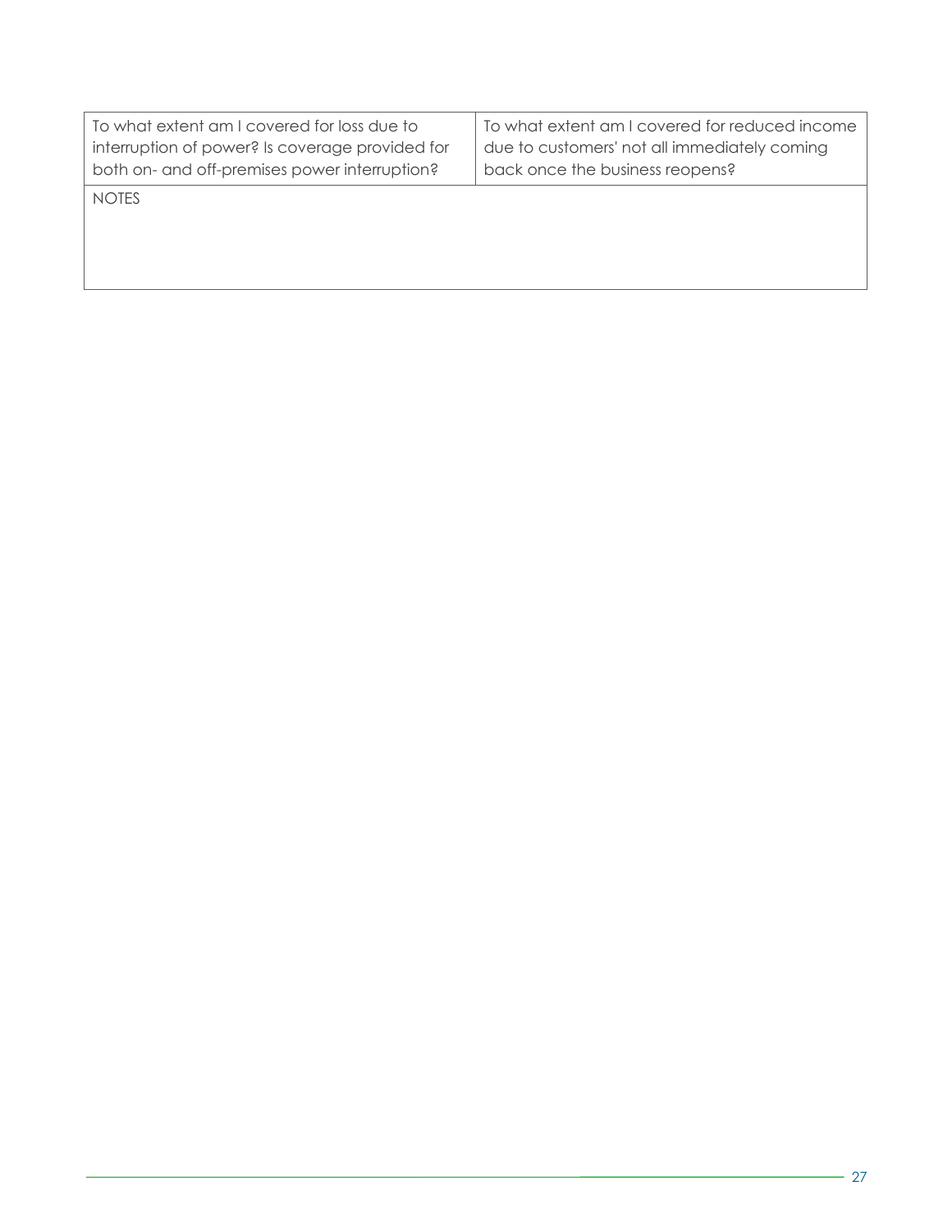| | |
|---|---|
| To what extent am I covered for loss due to interruption of power? Is coverage provided for both on- and off-premises power interruption? | To what extent am I covered for reduced income due to customers' not all immediately coming back once the business reopens? |
| NOTES | |